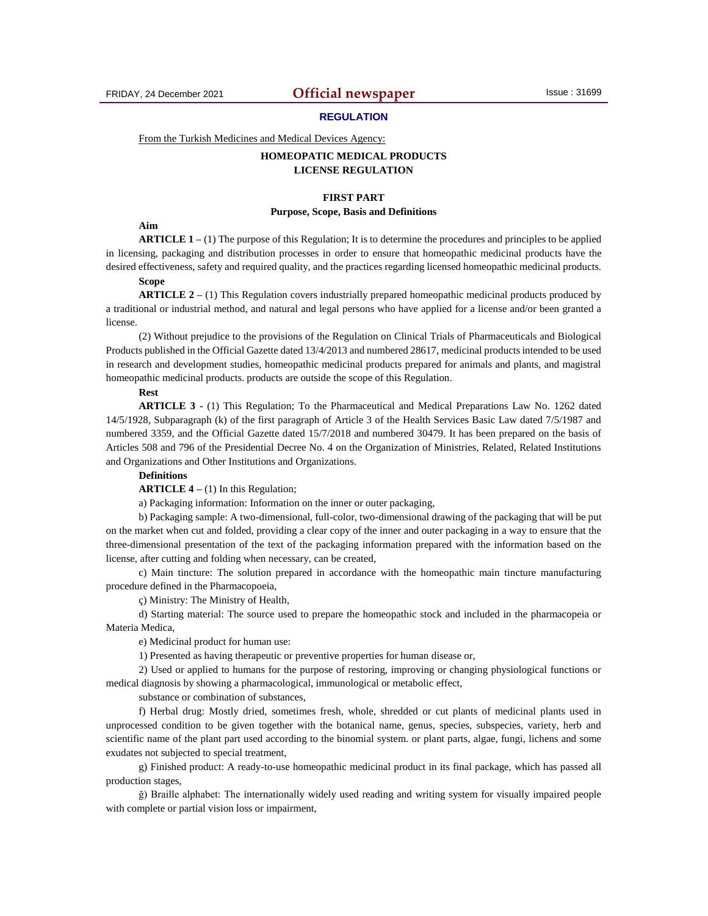**REGULATION**

From the Turkish Medicines and Medical Devices Agency:

# HOMEOPATIC MEDICAL PRODUCTS LICENSE REGULATION

## FIRST PART

### Purpose, Scope, Basis and Definitions

**Aim**

**ARTICLE 1 –** (1) The purpose of this Regulation; It is to determine the procedures and principles to be applied in licensing, packaging and distribution processes in order to ensure that homeopathic medicinal products have the desired effectiveness, safety and required quality, and the practices regarding licensed homeopathic medicinal products.

**Scope**

**ARTICLE 2 –** (1) This Regulation covers industrially prepared homeopathic medicinal products produced by a traditional or industrial method, and natural and legal persons who have applied for a license and/or been granted a license.

(2) Without prejudice to the provisions of the Regulation on Clinical Trials of Pharmaceuticals and Biological Products published in the Official Gazette dated 13/4/2013 and numbered 28617, medicinal products intended to be used in research and development studies, homeopathic medicinal products prepared for animals and plants, and magistral homeopathic medicinal products. products are outside the scope of this Regulation.

**Rest**

**ARTICLE 3 -** (1) This Regulation; To the Pharmaceutical and Medical Preparations Law No. 1262 dated 14/5/1928, Subparagraph (k) of the first paragraph of Article 3 of the Health Services Basic Law dated 7/5/1987 and numbered 3359, and the Official Gazette dated 15/7/2018 and numbered 30479. It has been prepared on the basis of Articles 508 and 796 of the Presidential Decree No. 4 on the Organization of Ministries, Related, Related Institutions and Organizations and Other Institutions and Organizations.

**Definitions**

**ARTICLE 4 –** (1) In this Regulation;

a) Packaging information: Information on the inner or outer packaging,

b) Packaging sample: A two-dimensional, full-color, two-dimensional drawing of the packaging that will be put on the market when cut and folded, providing a clear copy of the inner and outer packaging in a way to ensure that the three-dimensional presentation of the text of the packaging information prepared with the information based on the license, after cutting and folding when necessary, can be created,

c) Main tincture: The solution prepared in accordance with the homeopathic main tincture manufacturing procedure defined in the Pharmacopoeia,

ç) Ministry: The Ministry of Health,

d) Starting material: The source used to prepare the homeopathic stock and included in the pharmacopeia or Materia Medica,

e) Medicinal product for human use:

1) Presented as having therapeutic or preventive properties for human disease or,

2) Used or applied to humans for the purpose of restoring, improving or changing physiological functions or medical diagnosis by showing a pharmacological, immunological or metabolic effect,

substance or combination of substances,

f) Herbal drug: Mostly dried, sometimes fresh, whole, shredded or cut plants of medicinal plants used in unprocessed condition to be given together with the botanical name, genus, species, subspecies, variety, herb and scientific name of the plant part used according to the binomial system. or plant parts, algae, fungi, lichens and some exudates not subjected to special treatment,

g) Finished product: A ready-to-use homeopathic medicinal product in its final package, which has passed all production stages,

ğ) Braille alphabet: The internationally widely used reading and writing system for visually impaired people with complete or partial vision loss or impairment,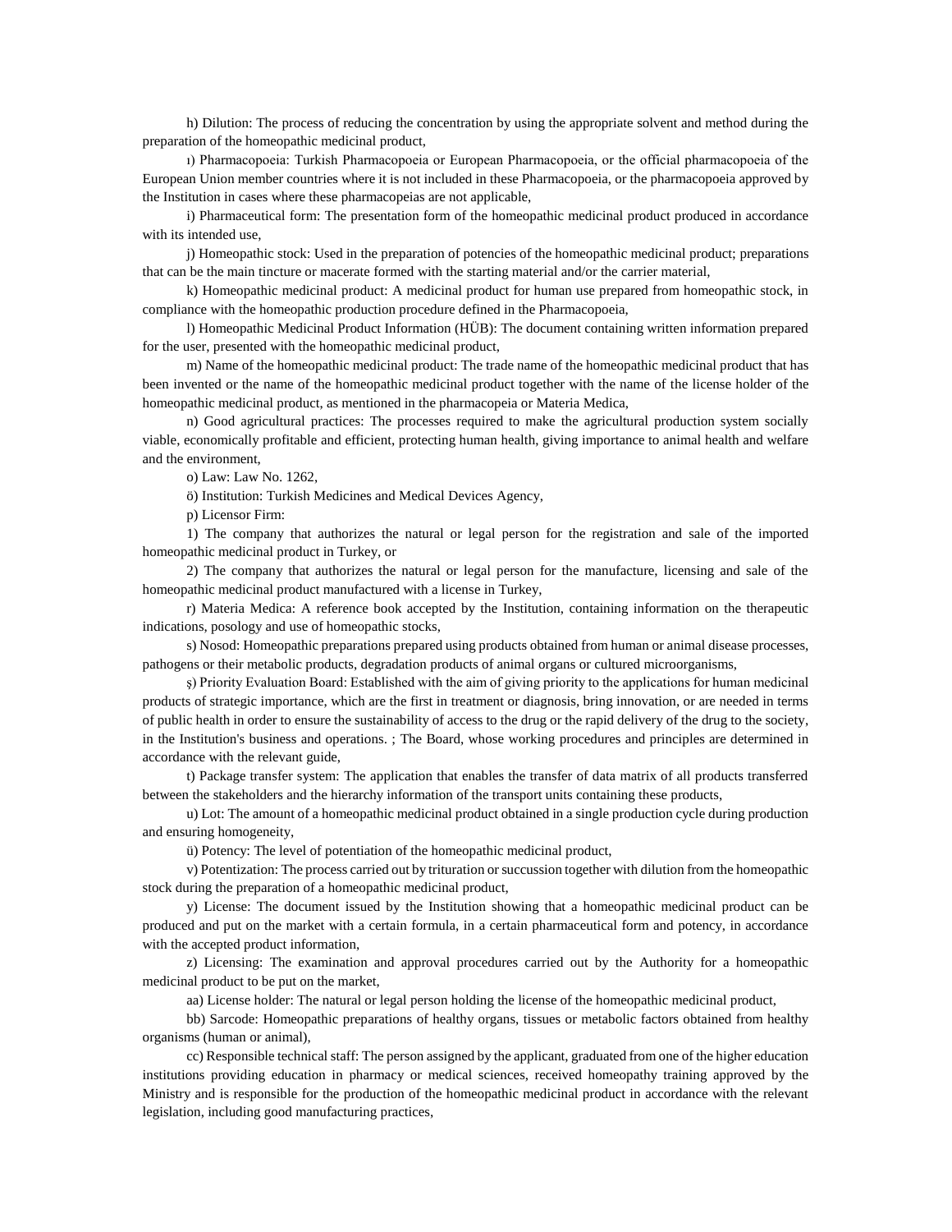h) Dilution: The process of reducing the concentration by using the appropriate solvent and method during the preparation of the homeopathic medicinal product,

ı) Pharmacopoeia: Turkish Pharmacopoeia or European Pharmacopoeia, or the official pharmacopoeia of the European Union member countries where it is not included in these Pharmacopoeia, or the pharmacopoeia approved by the Institution in cases where these pharmacopeias are not applicable,

i) Pharmaceutical form: The presentation form of the homeopathic medicinal product produced in accordance with its intended use,

j) Homeopathic stock: Used in the preparation of potencies of the homeopathic medicinal product; preparations that can be the main tincture or macerate formed with the starting material and/or the carrier material,

k) Homeopathic medicinal product: A medicinal product for human use prepared from homeopathic stock, in compliance with the homeopathic production procedure defined in the Pharmacopoeia,

l) Homeopathic Medicinal Product Information (HÜB): The document containing written information prepared for the user, presented with the homeopathic medicinal product,

m) Name of the homeopathic medicinal product: The trade name of the homeopathic medicinal product that has been invented or the name of the homeopathic medicinal product together with the name of the license holder of the homeopathic medicinal product, as mentioned in the pharmacopeia or Materia Medica,

n) Good agricultural practices: The processes required to make the agricultural production system socially viable, economically profitable and efficient, protecting human health, giving importance to animal health and welfare and the environment,

o) Law: Law No. 1262,

ö) Institution: Turkish Medicines and Medical Devices Agency,

p) Licensor Firm:

1) The company that authorizes the natural or legal person for the registration and sale of the imported homeopathic medicinal product in Turkey, or

2) The company that authorizes the natural or legal person for the manufacture, licensing and sale of the homeopathic medicinal product manufactured with a license in Turkey,

r) Materia Medica: A reference book accepted by the Institution, containing information on the therapeutic indications, posology and use of homeopathic stocks,

s) Nosod: Homeopathic preparations prepared using products obtained from human or animal disease processes, pathogens or their metabolic products, degradation products of animal organs or cultured microorganisms,

ş) Priority Evaluation Board: Established with the aim of giving priority to the applications for human medicinal products of strategic importance, which are the first in treatment or diagnosis, bring innovation, or are needed in terms of public health in order to ensure the sustainability of access to the drug or the rapid delivery of the drug to the society, in the Institution's business and operations. ; The Board, whose working procedures and principles are determined in accordance with the relevant guide,

t) Package transfer system: The application that enables the transfer of data matrix of all products transferred between the stakeholders and the hierarchy information of the transport units containing these products,

u) Lot: The amount of a homeopathic medicinal product obtained in a single production cycle during production and ensuring homogeneity,

ü) Potency: The level of potentiation of the homeopathic medicinal product,

v) Potentization: The process carried out by trituration or succussion together with dilution from the homeopathic stock during the preparation of a homeopathic medicinal product,

y) License: The document issued by the Institution showing that a homeopathic medicinal product can be produced and put on the market with a certain formula, in a certain pharmaceutical form and potency, in accordance with the accepted product information,

z) Licensing: The examination and approval procedures carried out by the Authority for a homeopathic medicinal product to be put on the market,

aa) License holder: The natural or legal person holding the license of the homeopathic medicinal product,

bb) Sarcode: Homeopathic preparations of healthy organs, tissues or metabolic factors obtained from healthy organisms (human or animal),

cc) Responsible technical staff: The person assigned by the applicant, graduated from one of the higher education institutions providing education in pharmacy or medical sciences, received homeopathy training approved by the Ministry and is responsible for the production of the homeopathic medicinal product in accordance with the relevant legislation, including good manufacturing practices,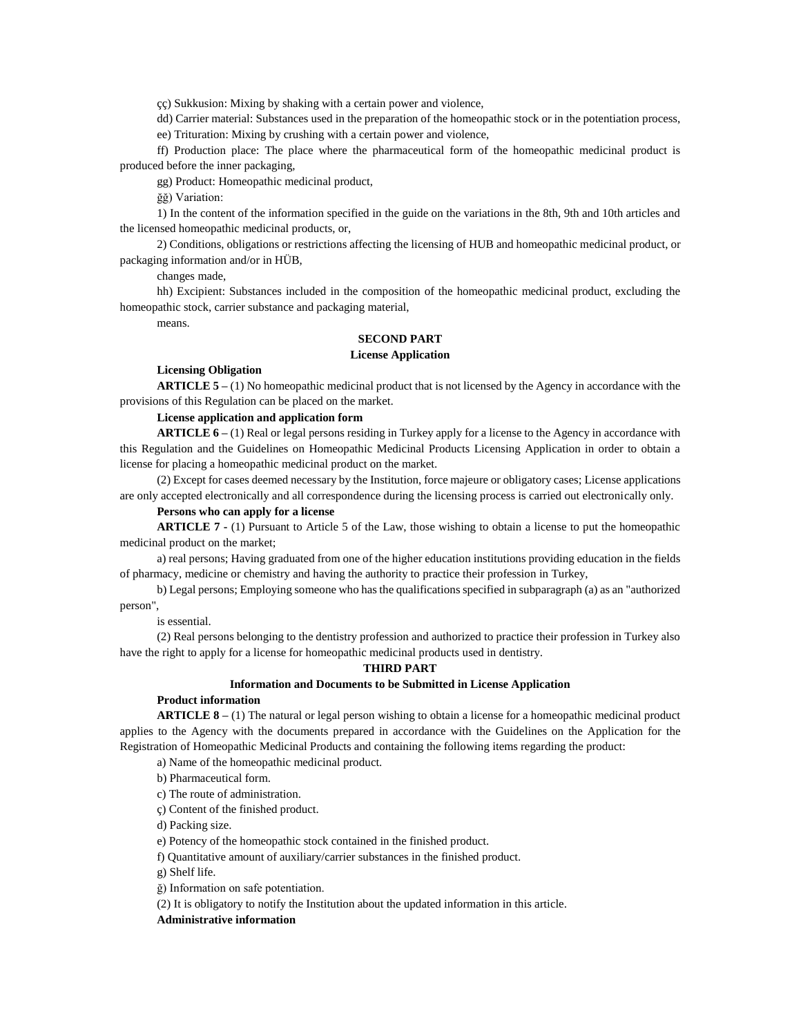çç) Sukkusion: Mixing by shaking with a certain power and violence,

dd) Carrier material: Substances used in the preparation of the homeopathic stock or in the potentiation process,

ee) Trituration: Mixing by crushing with a certain power and violence,

ff) Production place: The place where the pharmaceutical form of the homeopathic medicinal product is produced before the inner packaging,

gg) Product: Homeopathic medicinal product,

ğğ) Variation:

1) In the content of the information specified in the guide on the variations in the 8th, 9th and 10th articles and the licensed homeopathic medicinal products, or,

2) Conditions, obligations or restrictions affecting the licensing of HUB and homeopathic medicinal product, or packaging information and/or in HÜB,

changes made,

hh) Excipient: Substances included in the composition of the homeopathic medicinal product, excluding the homeopathic stock, carrier substance and packaging material,

means.

## SECOND PART

## License Application

**Licensing Obligation**

**ARTICLE 5 –** (1) No homeopathic medicinal product that is not licensed by the Agency in accordance with the provisions of this Regulation can be placed on the market.

**License application and application form**

**ARTICLE 6 –** (1) Real or legal persons residing in Turkey apply for a license to the Agency in accordance with this Regulation and the Guidelines on Homeopathic Medicinal Products Licensing Application in order to obtain a license for placing a homeopathic medicinal product on the market.

(2) Except for cases deemed necessary by the Institution, force majeure or obligatory cases; License applications are only accepted electronically and all correspondence during the licensing process is carried out electronically only.

**Persons who can apply for a license**

**ARTICLE 7 -** (1) Pursuant to Article 5 of the Law, those wishing to obtain a license to put the homeopathic medicinal product on the market;

a) real persons; Having graduated from one of the higher education institutions providing education in the fields of pharmacy, medicine or chemistry and having the authority to practice their profession in Turkey,

b) Legal persons; Employing someone who has the qualifications specified in subparagraph (a) as an "authorized person",

is essential.

(2) Real persons belonging to the dentistry profession and authorized to practice their profession in Turkey also have the right to apply for a license for homeopathic medicinal products used in dentistry.

## THIRD PART

## Information and Documents to be Submitted in License Application

**Product information**

**ARTICLE 8 –** (1) The natural or legal person wishing to obtain a license for a homeopathic medicinal product applies to the Agency with the documents prepared in accordance with the Guidelines on the Application for the Registration of Homeopathic Medicinal Products and containing the following items regarding the product:

a) Name of the homeopathic medicinal product.

b) Pharmaceutical form.

c) The route of administration.

ç) Content of the finished product.

d) Packing size.

e) Potency of the homeopathic stock contained in the finished product.

f) Quantitative amount of auxiliary/carrier substances in the finished product.

g) Shelf life.

ğ) Information on safe potentiation.

(2) It is obligatory to notify the Institution about the updated information in this article.

**Administrative information**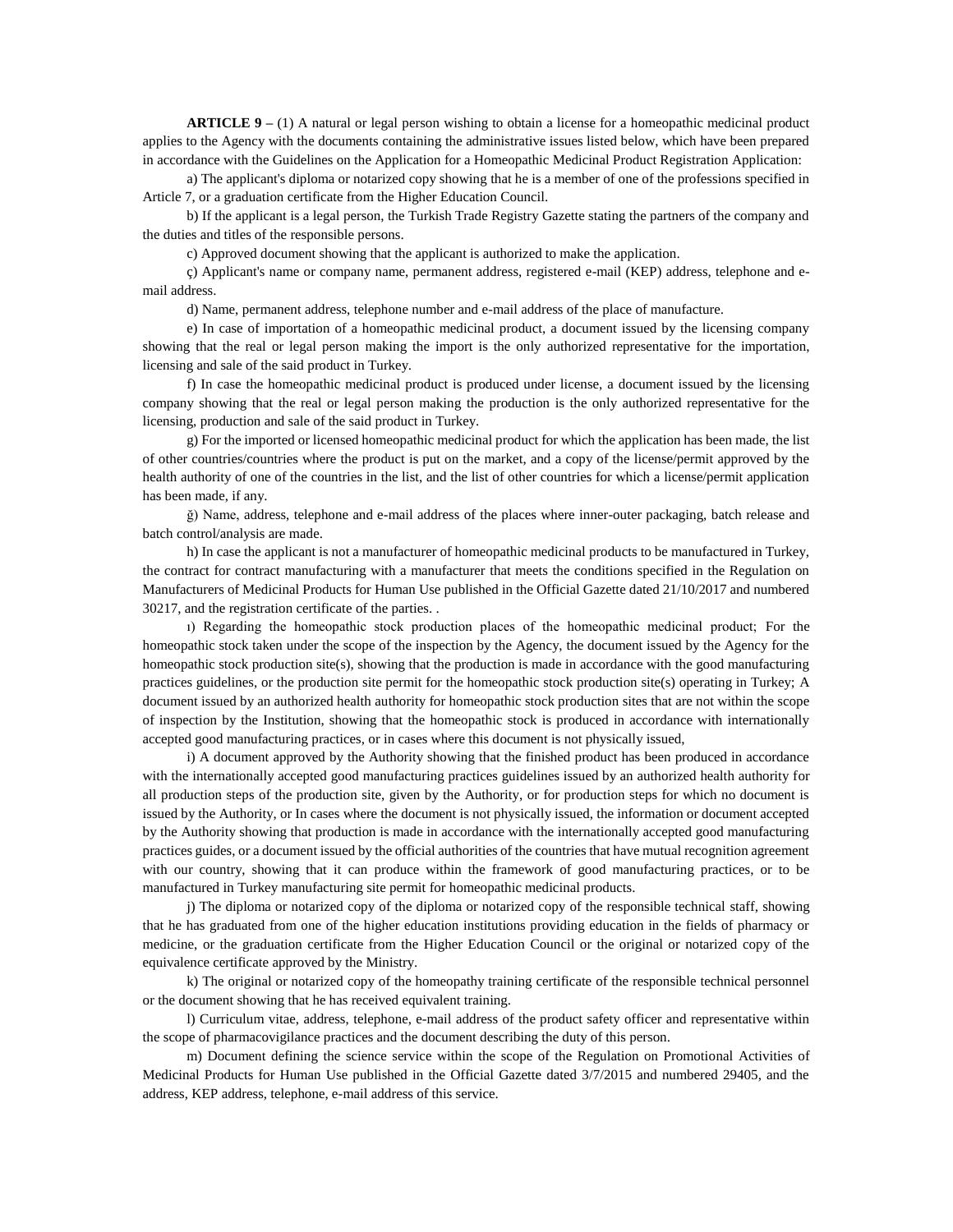**ARTICLE 9 –** (1) A natural or legal person wishing to obtain a license for a homeopathic medicinal product applies to the Agency with the documents containing the administrative issues listed below, which have been prepared in accordance with the Guidelines on the Application for a Homeopathic Medicinal Product Registration Application:

a) The applicant's diploma or notarized copy showing that he is a member of one of the professions specified in Article 7, or a graduation certificate from the Higher Education Council.

b) If the applicant is a legal person, the Turkish Trade Registry Gazette stating the partners of the company and the duties and titles of the responsible persons.

c) Approved document showing that the applicant is authorized to make the application.

ç) Applicant's name or company name, permanent address, registered e-mail (KEP) address, telephone and e-mail address.

d) Name, permanent address, telephone number and e-mail address of the place of manufacture.

e) In case of importation of a homeopathic medicinal product, a document issued by the licensing company showing that the real or legal person making the import is the only authorized representative for the importation, licensing and sale of the said product in Turkey.

f) In case the homeopathic medicinal product is produced under license, a document issued by the licensing company showing that the real or legal person making the production is the only authorized representative for the licensing, production and sale of the said product in Turkey.

g) For the imported or licensed homeopathic medicinal product for which the application has been made, the list of other countries/countries where the product is put on the market, and a copy of the license/permit approved by the health authority of one of the countries in the list, and the list of other countries for which a license/permit application has been made, if any.

ğ) Name, address, telephone and e-mail address of the places where inner-outer packaging, batch release and batch control/analysis are made.

h) In case the applicant is not a manufacturer of homeopathic medicinal products to be manufactured in Turkey, the contract for contract manufacturing with a manufacturer that meets the conditions specified in the Regulation on Manufacturers of Medicinal Products for Human Use published in the Official Gazette dated 21/10/2017 and numbered 30217, and the registration certificate of the parties. .

ı) Regarding the homeopathic stock production places of the homeopathic medicinal product; For the homeopathic stock taken under the scope of the inspection by the Agency, the document issued by the Agency for the homeopathic stock production site(s), showing that the production is made in accordance with the good manufacturing practices guidelines, or the production site permit for the homeopathic stock production site(s) operating in Turkey; A document issued by an authorized health authority for homeopathic stock production sites that are not within the scope of inspection by the Institution, showing that the homeopathic stock is produced in accordance with internationally accepted good manufacturing practices, or in cases where this document is not physically issued,

i) A document approved by the Authority showing that the finished product has been produced in accordance with the internationally accepted good manufacturing practices guidelines issued by an authorized health authority for all production steps of the production site, given by the Authority, or for production steps for which no document is issued by the Authority, or In cases where the document is not physically issued, the information or document accepted by the Authority showing that production is made in accordance with the internationally accepted good manufacturing practices guides, or a document issued by the official authorities of the countries that have mutual recognition agreement with our country, showing that it can produce within the framework of good manufacturing practices, or to be manufactured in Turkey manufacturing site permit for homeopathic medicinal products.

j) The diploma or notarized copy of the diploma or notarized copy of the responsible technical staff, showing that he has graduated from one of the higher education institutions providing education in the fields of pharmacy or medicine, or the graduation certificate from the Higher Education Council or the original or notarized copy of the equivalence certificate approved by the Ministry.

k) The original or notarized copy of the homeopathy training certificate of the responsible technical personnel or the document showing that he has received equivalent training.

l) Curriculum vitae, address, telephone, e-mail address of the product safety officer and representative within the scope of pharmacovigilance practices and the document describing the duty of this person.

m) Document defining the science service within the scope of the Regulation on Promotional Activities of Medicinal Products for Human Use published in the Official Gazette dated 3/7/2015 and numbered 29405, and the address, KEP address, telephone, e-mail address of this service.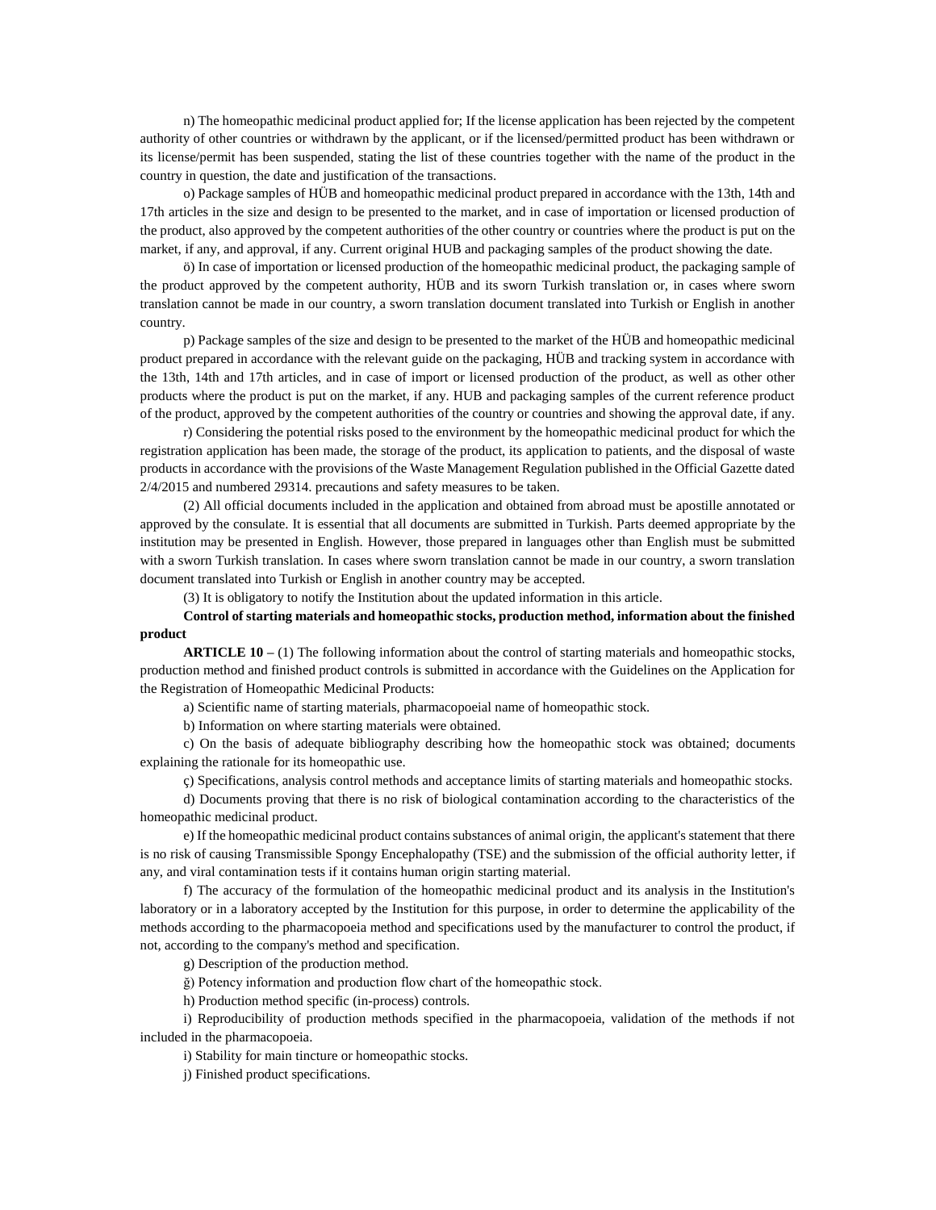n) The homeopathic medicinal product applied for; If the license application has been rejected by the competent authority of other countries or withdrawn by the applicant, or if the licensed/permitted product has been withdrawn or its license/permit has been suspended, stating the list of these countries together with the name of the product in the country in question, the date and justification of the transactions.

o) Package samples of HÜB and homeopathic medicinal product prepared in accordance with the 13th, 14th and 17th articles in the size and design to be presented to the market, and in case of importation or licensed production of the product, also approved by the competent authorities of the other country or countries where the product is put on the market, if any, and approval, if any. Current original HUB and packaging samples of the product showing the date.

ö) In case of importation or licensed production of the homeopathic medicinal product, the packaging sample of the product approved by the competent authority, HÜB and its sworn Turkish translation or, in cases where sworn translation cannot be made in our country, a sworn translation document translated into Turkish or English in another country.

p) Package samples of the size and design to be presented to the market of the HÜB and homeopathic medicinal product prepared in accordance with the relevant guide on the packaging, HÜB and tracking system in accordance with the 13th, 14th and 17th articles, and in case of import or licensed production of the product, as well as other other products where the product is put on the market, if any. HUB and packaging samples of the current reference product of the product, approved by the competent authorities of the country or countries and showing the approval date, if any.

r) Considering the potential risks posed to the environment by the homeopathic medicinal product for which the registration application has been made, the storage of the product, its application to patients, and the disposal of waste products in accordance with the provisions of the Waste Management Regulation published in the Official Gazette dated 2/4/2015 and numbered 29314. precautions and safety measures to be taken.

(2) All official documents included in the application and obtained from abroad must be apostille annotated or approved by the consulate. It is essential that all documents are submitted in Turkish. Parts deemed appropriate by the institution may be presented in English. However, those prepared in languages other than English must be submitted with a sworn Turkish translation. In cases where sworn translation cannot be made in our country, a sworn translation document translated into Turkish or English in another country may be accepted.

(3) It is obligatory to notify the Institution about the updated information in this article.

**Control of starting materials and homeopathic stocks, production method, information about the finished product**

**ARTICLE 10 –** (1) The following information about the control of starting materials and homeopathic stocks, production method and finished product controls is submitted in accordance with the Guidelines on the Application for the Registration of Homeopathic Medicinal Products:

a) Scientific name of starting materials, pharmacopoeial name of homeopathic stock.

b) Information on where starting materials were obtained.

c) On the basis of adequate bibliography describing how the homeopathic stock was obtained; documents explaining the rationale for its homeopathic use.

ç) Specifications, analysis control methods and acceptance limits of starting materials and homeopathic stocks.

d) Documents proving that there is no risk of biological contamination according to the characteristics of the homeopathic medicinal product.

e) If the homeopathic medicinal product contains substances of animal origin, the applicant's statement that there is no risk of causing Transmissible Spongy Encephalopathy (TSE) and the submission of the official authority letter, if any, and viral contamination tests if it contains human origin starting material.

f) The accuracy of the formulation of the homeopathic medicinal product and its analysis in the Institution's laboratory or in a laboratory accepted by the Institution for this purpose, in order to determine the applicability of the methods according to the pharmacopoeia method and specifications used by the manufacturer to control the product, if not, according to the company's method and specification.

g) Description of the production method.

ğ) Potency information and production flow chart of the homeopathic stock.

h) Production method specific (in-process) controls.

ı) Reproducibility of production methods specified in the pharmacopoeia, validation of the methods if not included in the pharmacopoeia.

i) Stability for main tincture or homeopathic stocks.

j) Finished product specifications.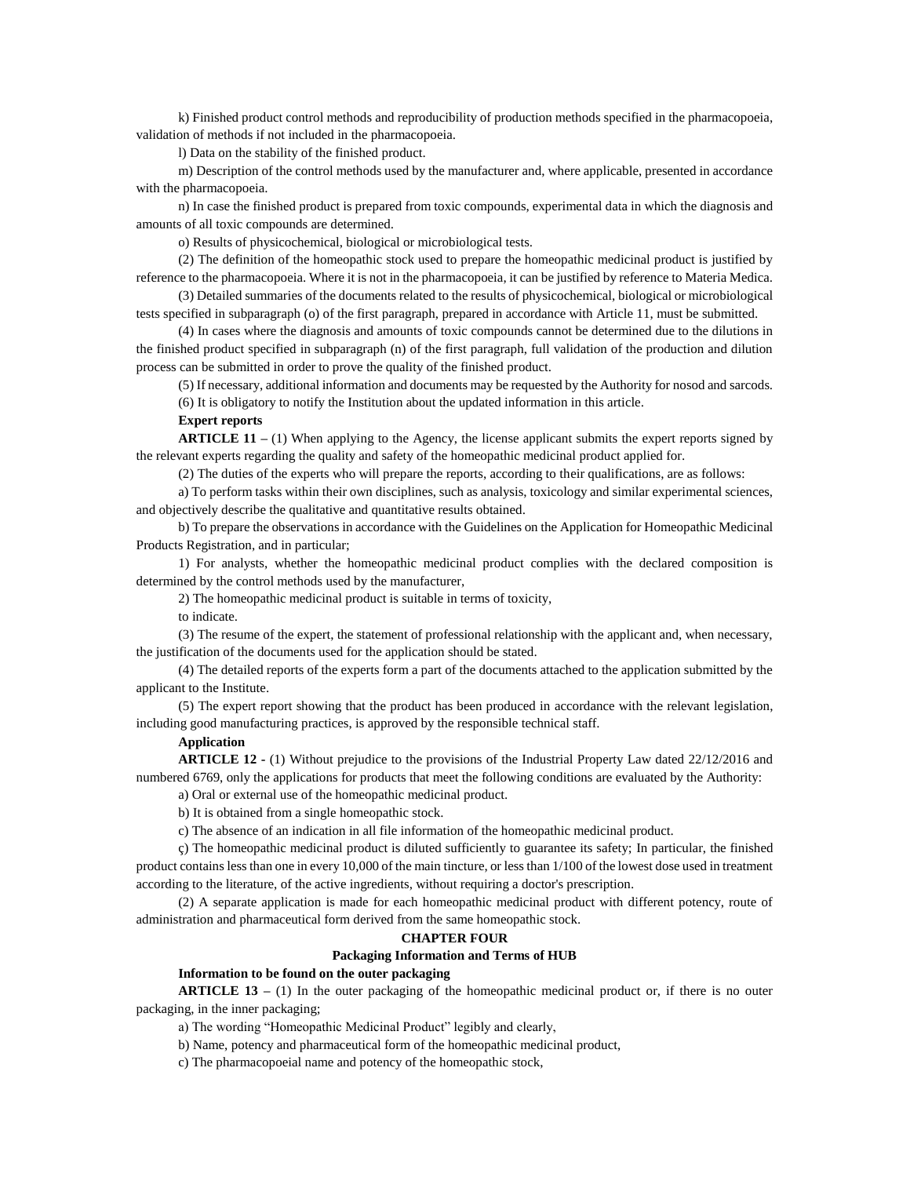k) Finished product control methods and reproducibility of production methods specified in the pharmacopoeia, validation of methods if not included in the pharmacopoeia.

l) Data on the stability of the finished product.

m) Description of the control methods used by the manufacturer and, where applicable, presented in accordance with the pharmacopoeia.

n) In case the finished product is prepared from toxic compounds, experimental data in which the diagnosis and amounts of all toxic compounds are determined.

o) Results of physicochemical, biological or microbiological tests.

(2) The definition of the homeopathic stock used to prepare the homeopathic medicinal product is justified by reference to the pharmacopoeia. Where it is not in the pharmacopoeia, it can be justified by reference to Materia Medica.

(3) Detailed summaries of the documents related to the results of physicochemical, biological or microbiological tests specified in subparagraph (o) of the first paragraph, prepared in accordance with Article 11, must be submitted.

(4) In cases where the diagnosis and amounts of toxic compounds cannot be determined due to the dilutions in the finished product specified in subparagraph (n) of the first paragraph, full validation of the production and dilution process can be submitted in order to prove the quality of the finished product.

(5) If necessary, additional information and documents may be requested by the Authority for nosod and sarcods.

(6) It is obligatory to notify the Institution about the updated information in this article.

**Expert reports**

**ARTICLE 11 –** (1) When applying to the Agency, the license applicant submits the expert reports signed by the relevant experts regarding the quality and safety of the homeopathic medicinal product applied for.

(2) The duties of the experts who will prepare the reports, according to their qualifications, are as follows:

a) To perform tasks within their own disciplines, such as analysis, toxicology and similar experimental sciences, and objectively describe the qualitative and quantitative results obtained.

b) To prepare the observations in accordance with the Guidelines on the Application for Homeopathic Medicinal Products Registration, and in particular;

1) For analysts, whether the homeopathic medicinal product complies with the declared composition is determined by the control methods used by the manufacturer,

2) The homeopathic medicinal product is suitable in terms of toxicity,

to indicate.

(3) The resume of the expert, the statement of professional relationship with the applicant and, when necessary, the justification of the documents used for the application should be stated.

(4) The detailed reports of the experts form a part of the documents attached to the application submitted by the applicant to the Institute.

(5) The expert report showing that the product has been produced in accordance with the relevant legislation, including good manufacturing practices, is approved by the responsible technical staff.

**Application**

**ARTICLE 12 -** (1) Without prejudice to the provisions of the Industrial Property Law dated 22/12/2016 and numbered 6769, only the applications for products that meet the following conditions are evaluated by the Authority:

a) Oral or external use of the homeopathic medicinal product.

b) It is obtained from a single homeopathic stock.

c) The absence of an indication in all file information of the homeopathic medicinal product.

ç) The homeopathic medicinal product is diluted sufficiently to guarantee its safety; In particular, the finished product contains less than one in every 10,000 of the main tincture, or less than 1/100 of the lowest dose used in treatment according to the literature, of the active ingredients, without requiring a doctor's prescription.

(2) A separate application is made for each homeopathic medicinal product with different potency, route of administration and pharmaceutical form derived from the same homeopathic stock.

## CHAPTER FOUR

## Packaging Information and Terms of HUB

**Information to be found on the outer packaging**

**ARTICLE 13 –** (1) In the outer packaging of the homeopathic medicinal product or, if there is no outer packaging, in the inner packaging;

a) The wording "Homeopathic Medicinal Product" legibly and clearly,

b) Name, potency and pharmaceutical form of the homeopathic medicinal product,

c) The pharmacopoeial name and potency of the homeopathic stock,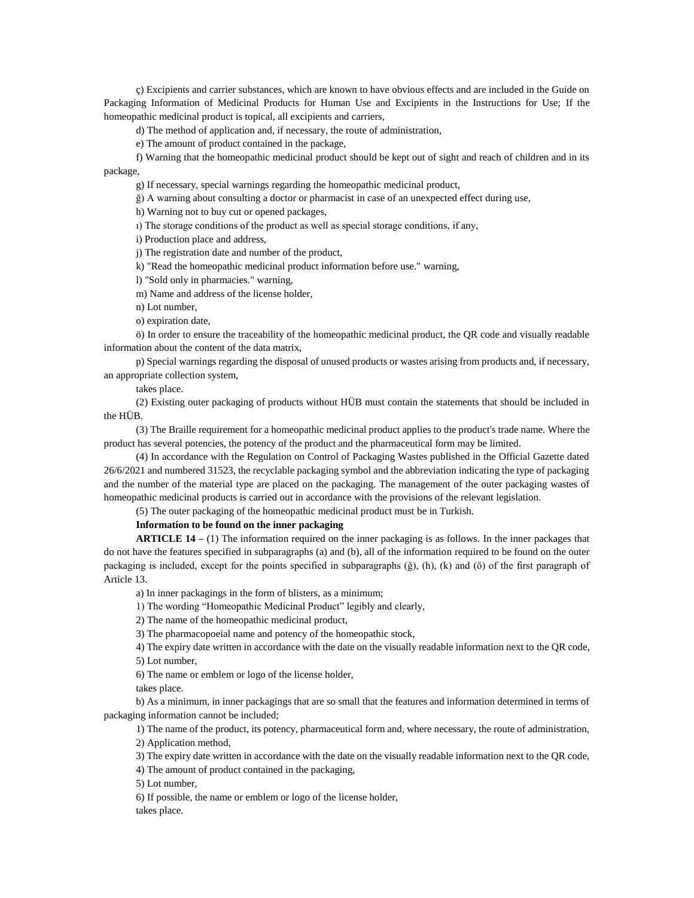ç) Excipients and carrier substances, which are known to have obvious effects and are included in the Guide on Packaging Information of Medicinal Products for Human Use and Excipients in the Instructions for Use; If the homeopathic medicinal product is topical, all excipients and carriers,

d) The method of application and, if necessary, the route of administration,

e) The amount of product contained in the package,

f) Warning that the homeopathic medicinal product should be kept out of sight and reach of children and in its package,

g) If necessary, special warnings regarding the homeopathic medicinal product,

ğ) A warning about consulting a doctor or pharmacist in case of an unexpected effect during use,

h) Warning not to buy cut or opened packages,

ı) The storage conditions of the product as well as special storage conditions, if any,

i) Production place and address,

j) The registration date and number of the product,

k) "Read the homeopathic medicinal product information before use." warning,

l) "Sold only in pharmacies." warning,

m) Name and address of the license holder,

n) Lot number,

o) expiration date,

ö) In order to ensure the traceability of the homeopathic medicinal product, the QR code and visually readable information about the content of the data matrix,

p) Special warnings regarding the disposal of unused products or wastes arising from products and, if necessary, an appropriate collection system,

takes place.

(2) Existing outer packaging of products without HÜB must contain the statements that should be included in the HÜB.

(3) The Braille requirement for a homeopathic medicinal product applies to the product's trade name. Where the product has several potencies, the potency of the product and the pharmaceutical form may be limited.

(4) In accordance with the Regulation on Control of Packaging Wastes published in the Official Gazette dated 26/6/2021 and numbered 31523, the recyclable packaging symbol and the abbreviation indicating the type of packaging and the number of the material type are placed on the packaging. The management of the outer packaging wastes of homeopathic medicinal products is carried out in accordance with the provisions of the relevant legislation.

(5) The outer packaging of the homeopathic medicinal product must be in Turkish.

**Information to be found on the inner packaging**

**ARTICLE 14 –** (1) The information required on the inner packaging is as follows. In the inner packages that do not have the features specified in subparagraphs (a) and (b), all of the information required to be found on the outer packaging is included, except for the points specified in subparagraphs (ğ), (h), (k) and (ö) of the first paragraph of Article 13.

a) In inner packagings in the form of blisters, as a minimum;

1) The wording "Homeopathic Medicinal Product" legibly and clearly,

2) The name of the homeopathic medicinal product,

3) The pharmacopoeial name and potency of the homeopathic stock,

4) The expiry date written in accordance with the date on the visually readable information next to the QR code,

5) Lot number,

6) The name or emblem or logo of the license holder,

takes place.

b) As a minimum, in inner packagings that are so small that the features and information determined in terms of packaging information cannot be included;

1) The name of the product, its potency, pharmaceutical form and, where necessary, the route of administration,

2) Application method,

3) The expiry date written in accordance with the date on the visually readable information next to the QR code,

4) The amount of product contained in the packaging,

5) Lot number,

6) If possible, the name or emblem or logo of the license holder,

takes place.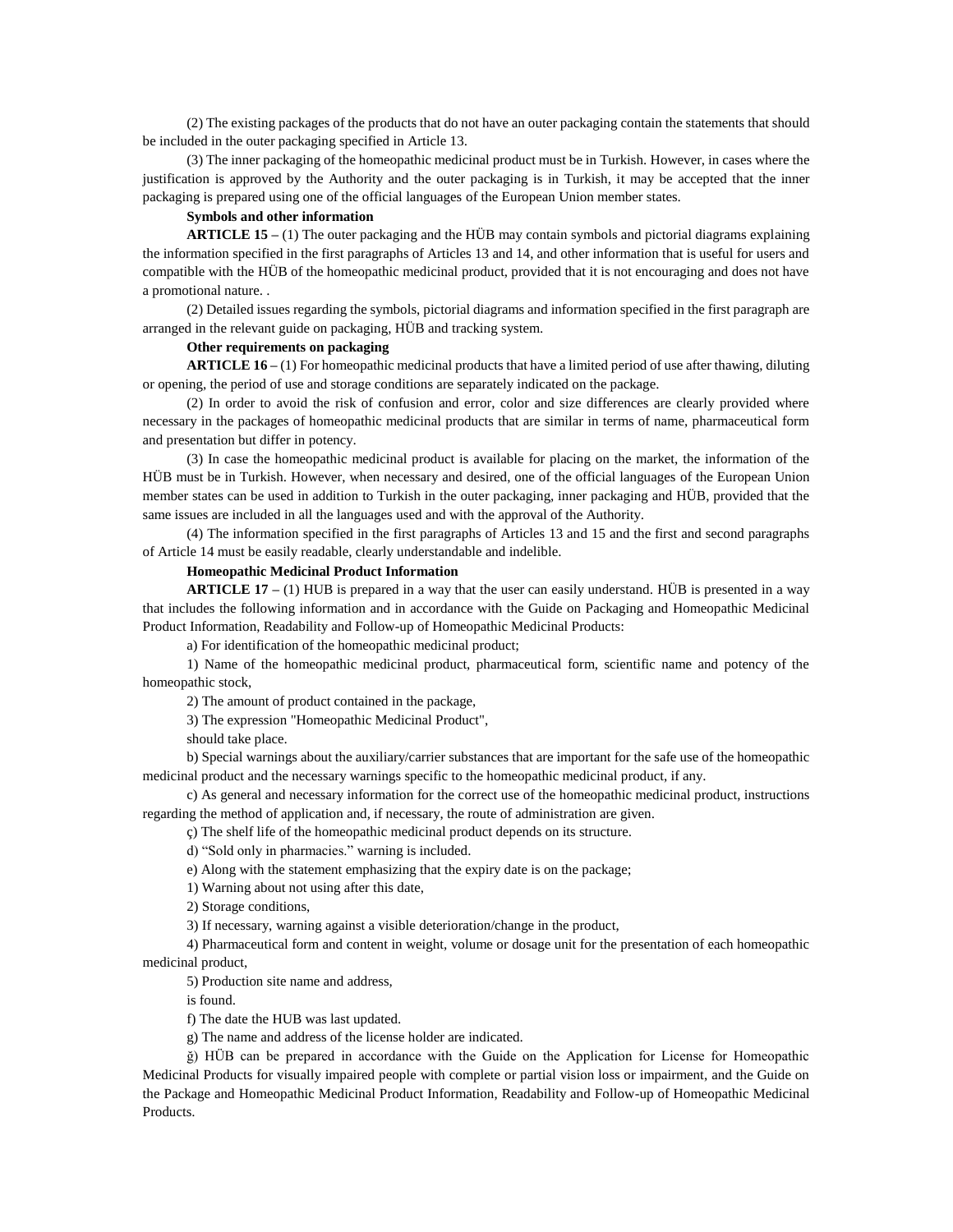(2) The existing packages of the products that do not have an outer packaging contain the statements that should be included in the outer packaging specified in Article 13.

(3) The inner packaging of the homeopathic medicinal product must be in Turkish. However, in cases where the justification is approved by the Authority and the outer packaging is in Turkish, it may be accepted that the inner packaging is prepared using one of the official languages of the European Union member states.

**Symbols and other information**

**ARTICLE 15 –** (1) The outer packaging and the HÜB may contain symbols and pictorial diagrams explaining the information specified in the first paragraphs of Articles 13 and 14, and other information that is useful for users and compatible with the HÜB of the homeopathic medicinal product, provided that it is not encouraging and does not have a promotional nature. .

(2) Detailed issues regarding the symbols, pictorial diagrams and information specified in the first paragraph are arranged in the relevant guide on packaging, HÜB and tracking system.

**Other requirements on packaging**

**ARTICLE 16 –** (1) For homeopathic medicinal products that have a limited period of use after thawing, diluting or opening, the period of use and storage conditions are separately indicated on the package.

(2) In order to avoid the risk of confusion and error, color and size differences are clearly provided where necessary in the packages of homeopathic medicinal products that are similar in terms of name, pharmaceutical form and presentation but differ in potency.

(3) In case the homeopathic medicinal product is available for placing on the market, the information of the HÜB must be in Turkish. However, when necessary and desired, one of the official languages of the European Union member states can be used in addition to Turkish in the outer packaging, inner packaging and HÜB, provided that the same issues are included in all the languages used and with the approval of the Authority.

(4) The information specified in the first paragraphs of Articles 13 and 15 and the first and second paragraphs of Article 14 must be easily readable, clearly understandable and indelible.

**Homeopathic Medicinal Product Information**

**ARTICLE 17 –** (1) HUB is prepared in a way that the user can easily understand. HÜB is presented in a way that includes the following information and in accordance with the Guide on Packaging and Homeopathic Medicinal Product Information, Readability and Follow-up of Homeopathic Medicinal Products:

a) For identification of the homeopathic medicinal product;

1) Name of the homeopathic medicinal product, pharmaceutical form, scientific name and potency of the homeopathic stock,

2) The amount of product contained in the package,

3) The expression "Homeopathic Medicinal Product",

should take place.

b) Special warnings about the auxiliary/carrier substances that are important for the safe use of the homeopathic medicinal product and the necessary warnings specific to the homeopathic medicinal product, if any.

c) As general and necessary information for the correct use of the homeopathic medicinal product, instructions regarding the method of application and, if necessary, the route of administration are given.

ç) The shelf life of the homeopathic medicinal product depends on its structure.

d) "Sold only in pharmacies." warning is included.

e) Along with the statement emphasizing that the expiry date is on the package;

1) Warning about not using after this date,

2) Storage conditions,

3) If necessary, warning against a visible deterioration/change in the product,

4) Pharmaceutical form and content in weight, volume or dosage unit for the presentation of each homeopathic medicinal product,

5) Production site name and address,

is found.

f) The date the HUB was last updated.

g) The name and address of the license holder are indicated.

ğ) HÜB can be prepared in accordance with the Guide on the Application for License for Homeopathic Medicinal Products for visually impaired people with complete or partial vision loss or impairment, and the Guide on the Package and Homeopathic Medicinal Product Information, Readability and Follow-up of Homeopathic Medicinal Products.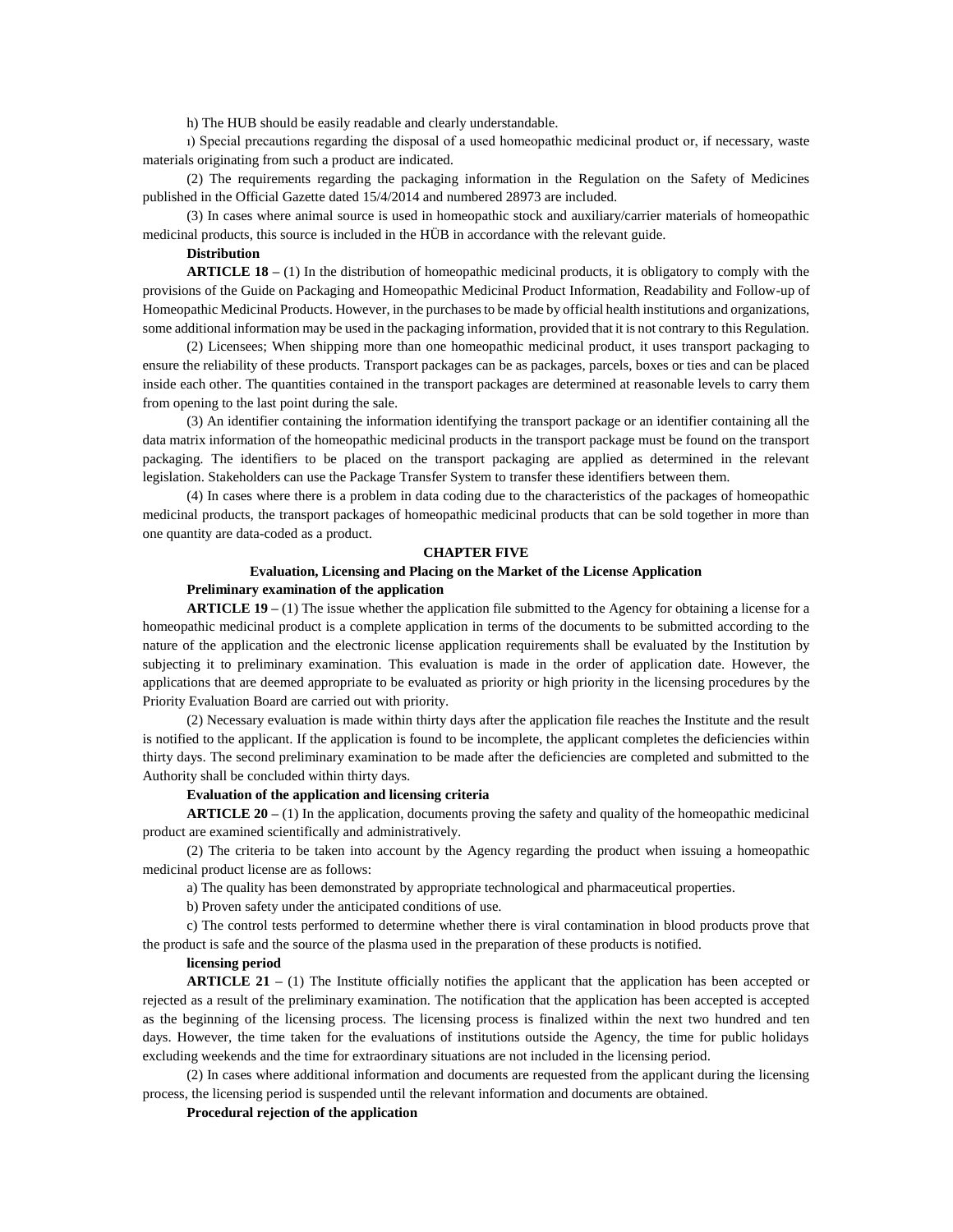h) The HUB should be easily readable and clearly understandable.

ı) Special precautions regarding the disposal of a used homeopathic medicinal product or, if necessary, waste materials originating from such a product are indicated.

(2) The requirements regarding the packaging information in the Regulation on the Safety of Medicines published in the Official Gazette dated 15/4/2014 and numbered 28973 are included.

(3) In cases where animal source is used in homeopathic stock and auxiliary/carrier materials of homeopathic medicinal products, this source is included in the HÜB in accordance with the relevant guide.

**Distribution**

**ARTICLE 18 –** (1) In the distribution of homeopathic medicinal products, it is obligatory to comply with the provisions of the Guide on Packaging and Homeopathic Medicinal Product Information, Readability and Follow-up of Homeopathic Medicinal Products. However, in the purchases to be made by official health institutions and organizations, some additional information may be used in the packaging information, provided that it is not contrary to this Regulation.

(2) Licensees; When shipping more than one homeopathic medicinal product, it uses transport packaging to ensure the reliability of these products. Transport packages can be as packages, parcels, boxes or ties and can be placed inside each other. The quantities contained in the transport packages are determined at reasonable levels to carry them from opening to the last point during the sale.

(3) An identifier containing the information identifying the transport package or an identifier containing all the data matrix information of the homeopathic medicinal products in the transport package must be found on the transport packaging. The identifiers to be placed on the transport packaging are applied as determined in the relevant legislation. Stakeholders can use the Package Transfer System to transfer these identifiers between them.

(4) In cases where there is a problem in data coding due to the characteristics of the packages of homeopathic medicinal products, the transport packages of homeopathic medicinal products that can be sold together in more than one quantity are data-coded as a product.

## CHAPTER FIVE

## Evaluation, Licensing and Placing on the Market of the License Application

**Preliminary examination of the application**

**ARTICLE 19 –** (1) The issue whether the application file submitted to the Agency for obtaining a license for a homeopathic medicinal product is a complete application in terms of the documents to be submitted according to the nature of the application and the electronic license application requirements shall be evaluated by the Institution by subjecting it to preliminary examination. This evaluation is made in the order of application date. However, the applications that are deemed appropriate to be evaluated as priority or high priority in the licensing procedures by the Priority Evaluation Board are carried out with priority.

(2) Necessary evaluation is made within thirty days after the application file reaches the Institute and the result is notified to the applicant. If the application is found to be incomplete, the applicant completes the deficiencies within thirty days. The second preliminary examination to be made after the deficiencies are completed and submitted to the Authority shall be concluded within thirty days.

**Evaluation of the application and licensing criteria**

**ARTICLE 20 –** (1) In the application, documents proving the safety and quality of the homeopathic medicinal product are examined scientifically and administratively.

(2) The criteria to be taken into account by the Agency regarding the product when issuing a homeopathic medicinal product license are as follows:

a) The quality has been demonstrated by appropriate technological and pharmaceutical properties.

b) Proven safety under the anticipated conditions of use.

c) The control tests performed to determine whether there is viral contamination in blood products prove that the product is safe and the source of the plasma used in the preparation of these products is notified.

**licensing period**

**ARTICLE 21 –** (1) The Institute officially notifies the applicant that the application has been accepted or rejected as a result of the preliminary examination. The notification that the application has been accepted is accepted as the beginning of the licensing process. The licensing process is finalized within the next two hundred and ten days. However, the time taken for the evaluations of institutions outside the Agency, the time for public holidays excluding weekends and the time for extraordinary situations are not included in the licensing period.

(2) In cases where additional information and documents are requested from the applicant during the licensing process, the licensing period is suspended until the relevant information and documents are obtained.

**Procedural rejection of the application**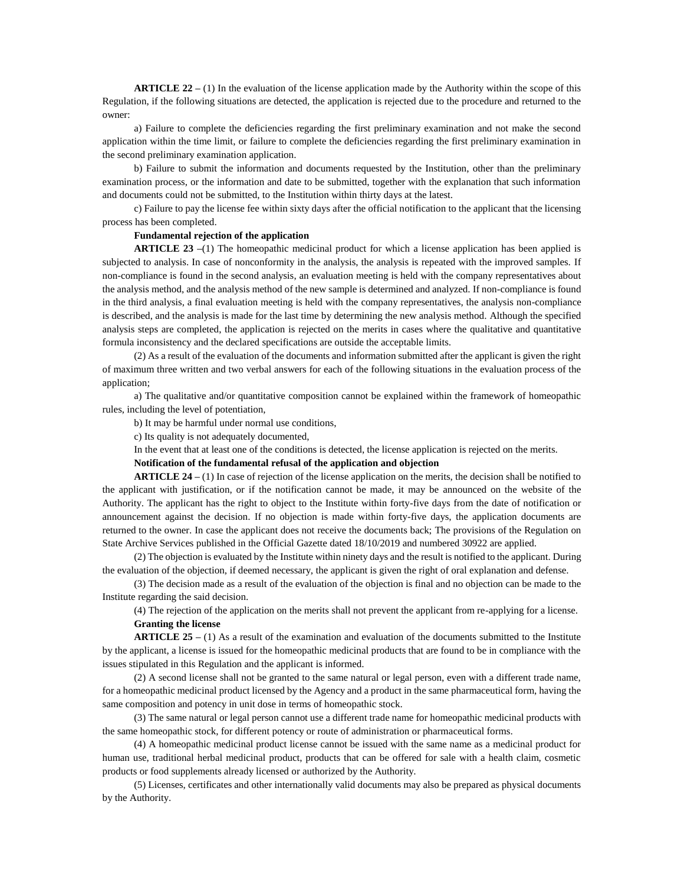**ARTICLE 22 –** (1) In the evaluation of the license application made by the Authority within the scope of this Regulation, if the following situations are detected, the application is rejected due to the procedure and returned to the owner:

a) Failure to complete the deficiencies regarding the first preliminary examination and not make the second application within the time limit, or failure to complete the deficiencies regarding the first preliminary examination in the second preliminary examination application.

b) Failure to submit the information and documents requested by the Institution, other than the preliminary examination process, or the information and date to be submitted, together with the explanation that such information and documents could not be submitted, to the Institution within thirty days at the latest.

c) Failure to pay the license fee within sixty days after the official notification to the applicant that the licensing process has been completed.

**Fundamental rejection of the application**

**ARTICLE 23** –(1) The homeopathic medicinal product for which a license application has been applied is subjected to analysis. In case of nonconformity in the analysis, the analysis is repeated with the improved samples. If non-compliance is found in the second analysis, an evaluation meeting is held with the company representatives about the analysis method, and the analysis method of the new sample is determined and analyzed. If non-compliance is found in the third analysis, a final evaluation meeting is held with the company representatives, the analysis non-compliance is described, and the analysis is made for the last time by determining the new analysis method. Although the specified analysis steps are completed, the application is rejected on the merits in cases where the qualitative and quantitative formula inconsistency and the declared specifications are outside the acceptable limits.

(2) As a result of the evaluation of the documents and information submitted after the applicant is given the right of maximum three written and two verbal answers for each of the following situations in the evaluation process of the application;

a) The qualitative and/or quantitative composition cannot be explained within the framework of homeopathic rules, including the level of potentiation,

b) It may be harmful under normal use conditions,

c) Its quality is not adequately documented,

In the event that at least one of the conditions is detected, the license application is rejected on the merits.

**Notification of the fundamental refusal of the application and objection**

**ARTICLE 24 –** (1) In case of rejection of the license application on the merits, the decision shall be notified to the applicant with justification, or if the notification cannot be made, it may be announced on the website of the Authority. The applicant has the right to object to the Institute within forty-five days from the date of notification or announcement against the decision. If no objection is made within forty-five days, the application documents are returned to the owner. In case the applicant does not receive the documents back; The provisions of the Regulation on State Archive Services published in the Official Gazette dated 18/10/2019 and numbered 30922 are applied.

(2) The objection is evaluated by the Institute within ninety days and the result is notified to the applicant. During the evaluation of the objection, if deemed necessary, the applicant is given the right of oral explanation and defense.

(3) The decision made as a result of the evaluation of the objection is final and no objection can be made to the Institute regarding the said decision.

(4) The rejection of the application on the merits shall not prevent the applicant from re-applying for a license.

**Granting the license**

**ARTICLE 25 –** (1) As a result of the examination and evaluation of the documents submitted to the Institute by the applicant, a license is issued for the homeopathic medicinal products that are found to be in compliance with the issues stipulated in this Regulation and the applicant is informed.

(2) A second license shall not be granted to the same natural or legal person, even with a different trade name, for a homeopathic medicinal product licensed by the Agency and a product in the same pharmaceutical form, having the same composition and potency in unit dose in terms of homeopathic stock.

(3) The same natural or legal person cannot use a different trade name for homeopathic medicinal products with the same homeopathic stock, for different potency or route of administration or pharmaceutical forms.

(4) A homeopathic medicinal product license cannot be issued with the same name as a medicinal product for human use, traditional herbal medicinal product, products that can be offered for sale with a health claim, cosmetic products or food supplements already licensed or authorized by the Authority.

(5) Licenses, certificates and other internationally valid documents may also be prepared as physical documents by the Authority.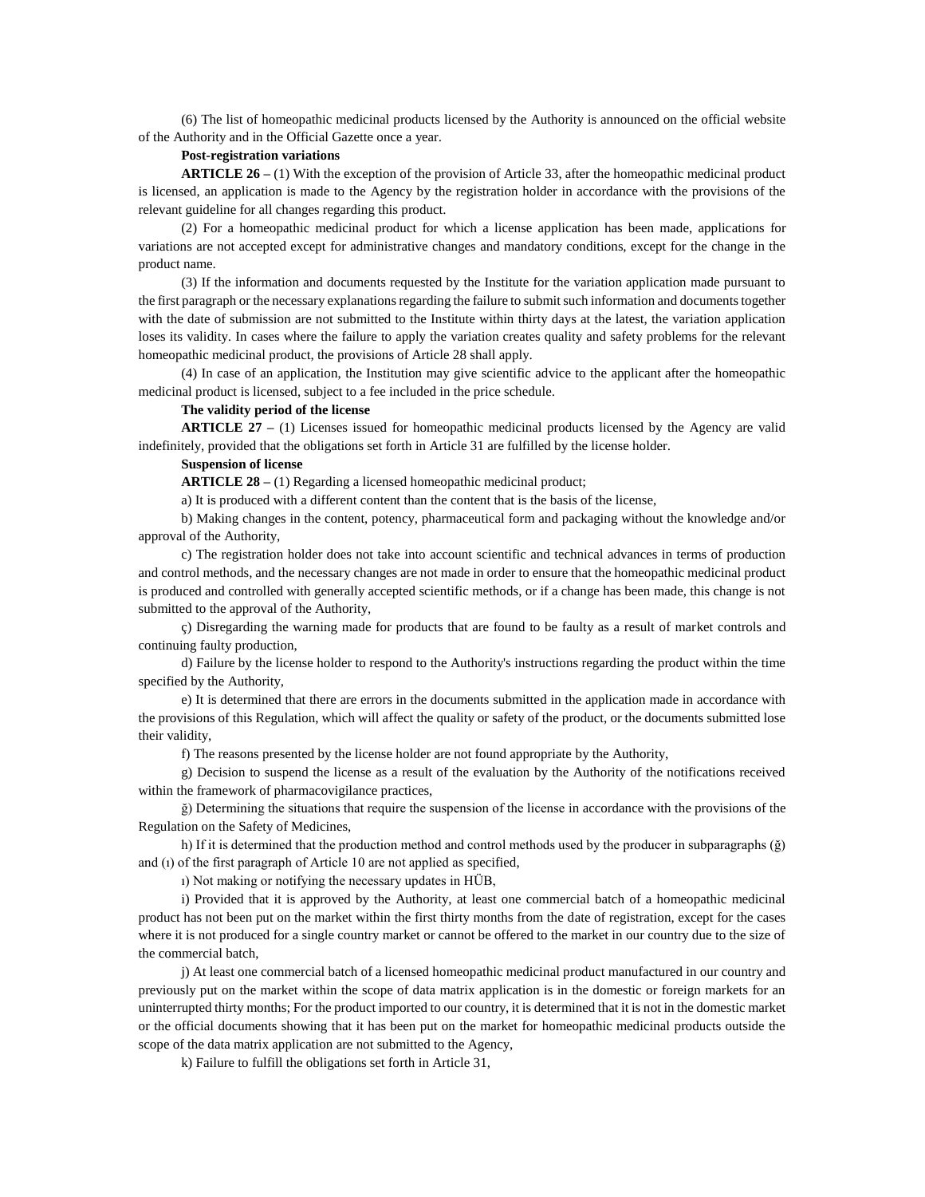(6) The list of homeopathic medicinal products licensed by the Authority is announced on the official website of the Authority and in the Official Gazette once a year.

**Post-registration variations**

**ARTICLE 26 –** (1) With the exception of the provision of Article 33, after the homeopathic medicinal product is licensed, an application is made to the Agency by the registration holder in accordance with the provisions of the relevant guideline for all changes regarding this product.

(2) For a homeopathic medicinal product for which a license application has been made, applications for variations are not accepted except for administrative changes and mandatory conditions, except for the change in the product name.

(3) If the information and documents requested by the Institute for the variation application made pursuant to the first paragraph or the necessary explanations regarding the failure to submit such information and documents together with the date of submission are not submitted to the Institute within thirty days at the latest, the variation application loses its validity. In cases where the failure to apply the variation creates quality and safety problems for the relevant homeopathic medicinal product, the provisions of Article 28 shall apply.

(4) In case of an application, the Institution may give scientific advice to the applicant after the homeopathic medicinal product is licensed, subject to a fee included in the price schedule.

**The validity period of the license**

**ARTICLE 27 –** (1) Licenses issued for homeopathic medicinal products licensed by the Agency are valid indefinitely, provided that the obligations set forth in Article 31 are fulfilled by the license holder.

**Suspension of license**

**ARTICLE 28 –** (1) Regarding a licensed homeopathic medicinal product;

a) It is produced with a different content than the content that is the basis of the license,

b) Making changes in the content, potency, pharmaceutical form and packaging without the knowledge and/or approval of the Authority,

c) The registration holder does not take into account scientific and technical advances in terms of production and control methods, and the necessary changes are not made in order to ensure that the homeopathic medicinal product is produced and controlled with generally accepted scientific methods, or if a change has been made, this change is not submitted to the approval of the Authority,

ç) Disregarding the warning made for products that are found to be faulty as a result of market controls and continuing faulty production,

d) Failure by the license holder to respond to the Authority's instructions regarding the product within the time specified by the Authority,

e) It is determined that there are errors in the documents submitted in the application made in accordance with the provisions of this Regulation, which will affect the quality or safety of the product, or the documents submitted lose their validity,

f) The reasons presented by the license holder are not found appropriate by the Authority,

g) Decision to suspend the license as a result of the evaluation by the Authority of the notifications received within the framework of pharmacovigilance practices,

ğ) Determining the situations that require the suspension of the license in accordance with the provisions of the Regulation on the Safety of Medicines,

h) If it is determined that the production method and control methods used by the producer in subparagraphs (ğ) and (ı) of the first paragraph of Article 10 are not applied as specified,

ı) Not making or notifying the necessary updates in HÜB,

i) Provided that it is approved by the Authority, at least one commercial batch of a homeopathic medicinal product has not been put on the market within the first thirty months from the date of registration, except for the cases where it is not produced for a single country market or cannot be offered to the market in our country due to the size of the commercial batch,

j) At least one commercial batch of a licensed homeopathic medicinal product manufactured in our country and previously put on the market within the scope of data matrix application is in the domestic or foreign markets for an uninterrupted thirty months; For the product imported to our country, it is determined that it is not in the domestic market or the official documents showing that it has been put on the market for homeopathic medicinal products outside the scope of the data matrix application are not submitted to the Agency,

k) Failure to fulfill the obligations set forth in Article 31,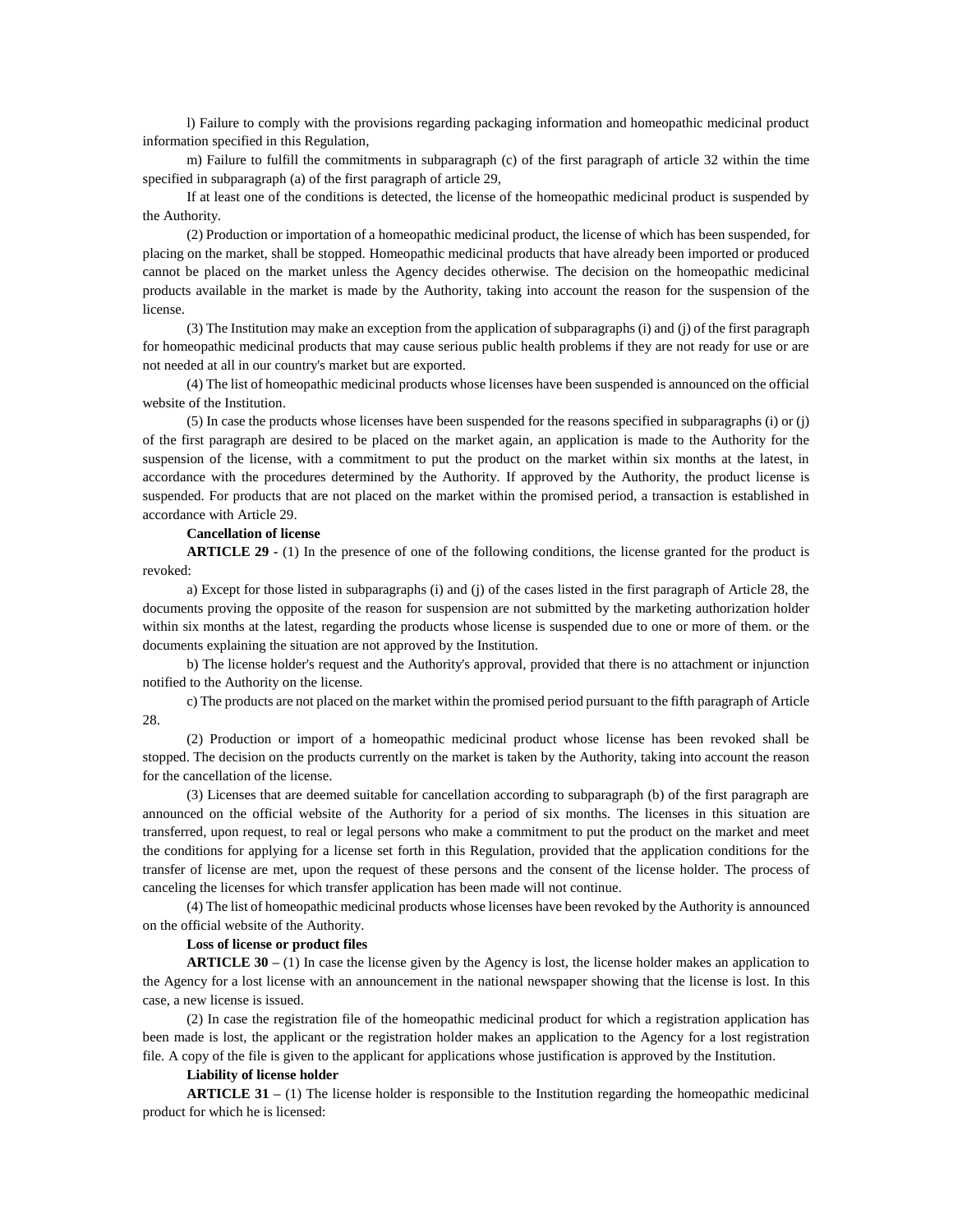l) Failure to comply with the provisions regarding packaging information and homeopathic medicinal product information specified in this Regulation,

m) Failure to fulfill the commitments in subparagraph (c) of the first paragraph of article 32 within the time specified in subparagraph (a) of the first paragraph of article 29,

If at least one of the conditions is detected, the license of the homeopathic medicinal product is suspended by the Authority.

(2) Production or importation of a homeopathic medicinal product, the license of which has been suspended, for placing on the market, shall be stopped. Homeopathic medicinal products that have already been imported or produced cannot be placed on the market unless the Agency decides otherwise. The decision on the homeopathic medicinal products available in the market is made by the Authority, taking into account the reason for the suspension of the license.

(3) The Institution may make an exception from the application of subparagraphs (i) and (j) of the first paragraph for homeopathic medicinal products that may cause serious public health problems if they are not ready for use or are not needed at all in our country's market but are exported.

(4) The list of homeopathic medicinal products whose licenses have been suspended is announced on the official website of the Institution.

(5) In case the products whose licenses have been suspended for the reasons specified in subparagraphs (i) or (j) of the first paragraph are desired to be placed on the market again, an application is made to the Authority for the suspension of the license, with a commitment to put the product on the market within six months at the latest, in accordance with the procedures determined by the Authority. If approved by the Authority, the product license is suspended. For products that are not placed on the market within the promised period, a transaction is established in accordance with Article 29.

**Cancellation of license**

**ARTICLE 29 -** (1) In the presence of one of the following conditions, the license granted for the product is revoked:

a) Except for those listed in subparagraphs (i) and (j) of the cases listed in the first paragraph of Article 28, the documents proving the opposite of the reason for suspension are not submitted by the marketing authorization holder within six months at the latest, regarding the products whose license is suspended due to one or more of them. or the documents explaining the situation are not approved by the Institution.

b) The license holder's request and the Authority's approval, provided that there is no attachment or injunction notified to the Authority on the license.

c) The products are not placed on the market within the promised period pursuant to the fifth paragraph of Article 28.

(2) Production or import of a homeopathic medicinal product whose license has been revoked shall be stopped. The decision on the products currently on the market is taken by the Authority, taking into account the reason for the cancellation of the license.

(3) Licenses that are deemed suitable for cancellation according to subparagraph (b) of the first paragraph are announced on the official website of the Authority for a period of six months. The licenses in this situation are transferred, upon request, to real or legal persons who make a commitment to put the product on the market and meet the conditions for applying for a license set forth in this Regulation, provided that the application conditions for the transfer of license are met, upon the request of these persons and the consent of the license holder. The process of canceling the licenses for which transfer application has been made will not continue.

(4) The list of homeopathic medicinal products whose licenses have been revoked by the Authority is announced on the official website of the Authority.

**Loss of license or product files**

**ARTICLE 30 –** (1) In case the license given by the Agency is lost, the license holder makes an application to the Agency for a lost license with an announcement in the national newspaper showing that the license is lost. In this case, a new license is issued.

(2) In case the registration file of the homeopathic medicinal product for which a registration application has been made is lost, the applicant or the registration holder makes an application to the Agency for a lost registration file. A copy of the file is given to the applicant for applications whose justification is approved by the Institution.

**Liability of license holder**

**ARTICLE 31 –** (1) The license holder is responsible to the Institution regarding the homeopathic medicinal product for which he is licensed: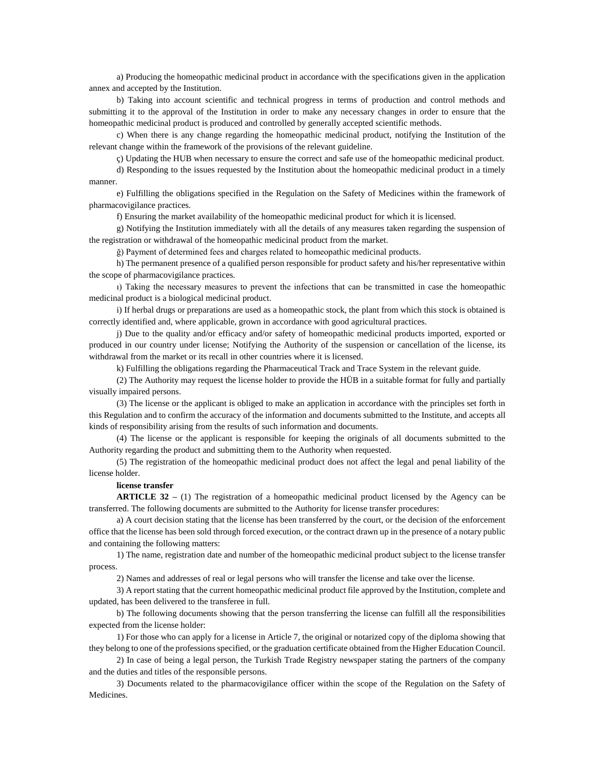a) Producing the homeopathic medicinal product in accordance with the specifications given in the application annex and accepted by the Institution.

b) Taking into account scientific and technical progress in terms of production and control methods and submitting it to the approval of the Institution in order to make any necessary changes in order to ensure that the homeopathic medicinal product is produced and controlled by generally accepted scientific methods.

c) When there is any change regarding the homeopathic medicinal product, notifying the Institution of the relevant change within the framework of the provisions of the relevant guideline.

ç) Updating the HUB when necessary to ensure the correct and safe use of the homeopathic medicinal product.

d) Responding to the issues requested by the Institution about the homeopathic medicinal product in a timely manner.

e) Fulfilling the obligations specified in the Regulation on the Safety of Medicines within the framework of pharmacovigilance practices.

f) Ensuring the market availability of the homeopathic medicinal product for which it is licensed.

g) Notifying the Institution immediately with all the details of any measures taken regarding the suspension of the registration or withdrawal of the homeopathic medicinal product from the market.

ğ) Payment of determined fees and charges related to homeopathic medicinal products.

h) The permanent presence of a qualified person responsible for product safety and his/her representative within the scope of pharmacovigilance practices.

ı) Taking the necessary measures to prevent the infections that can be transmitted in case the homeopathic medicinal product is a biological medicinal product.

i) If herbal drugs or preparations are used as a homeopathic stock, the plant from which this stock is obtained is correctly identified and, where applicable, grown in accordance with good agricultural practices.

j) Due to the quality and/or efficacy and/or safety of homeopathic medicinal products imported, exported or produced in our country under license; Notifying the Authority of the suspension or cancellation of the license, its withdrawal from the market or its recall in other countries where it is licensed.

k) Fulfilling the obligations regarding the Pharmaceutical Track and Trace System in the relevant guide.

(2) The Authority may request the license holder to provide the HÜB in a suitable format for fully and partially visually impaired persons.

(3) The license or the applicant is obliged to make an application in accordance with the principles set forth in this Regulation and to confirm the accuracy of the information and documents submitted to the Institute, and accepts all kinds of responsibility arising from the results of such information and documents.

(4) The license or the applicant is responsible for keeping the originals of all documents submitted to the Authority regarding the product and submitting them to the Authority when requested.

(5) The registration of the homeopathic medicinal product does not affect the legal and penal liability of the license holder.

**license transfer**

**ARTICLE 32 –** (1) The registration of a homeopathic medicinal product licensed by the Agency can be transferred. The following documents are submitted to the Authority for license transfer procedures:

a) A court decision stating that the license has been transferred by the court, or the decision of the enforcement office that the license has been sold through forced execution, or the contract drawn up in the presence of a notary public and containing the following matters:

1) The name, registration date and number of the homeopathic medicinal product subject to the license transfer process.

2) Names and addresses of real or legal persons who will transfer the license and take over the license.

3) A report stating that the current homeopathic medicinal product file approved by the Institution, complete and updated, has been delivered to the transferee in full.

b) The following documents showing that the person transferring the license can fulfill all the responsibilities expected from the license holder:

1) For those who can apply for a license in Article 7, the original or notarized copy of the diploma showing that they belong to one of the professions specified, or the graduation certificate obtained from the Higher Education Council.

2) In case of being a legal person, the Turkish Trade Registry newspaper stating the partners of the company and the duties and titles of the responsible persons.

3) Documents related to the pharmacovigilance officer within the scope of the Regulation on the Safety of Medicines.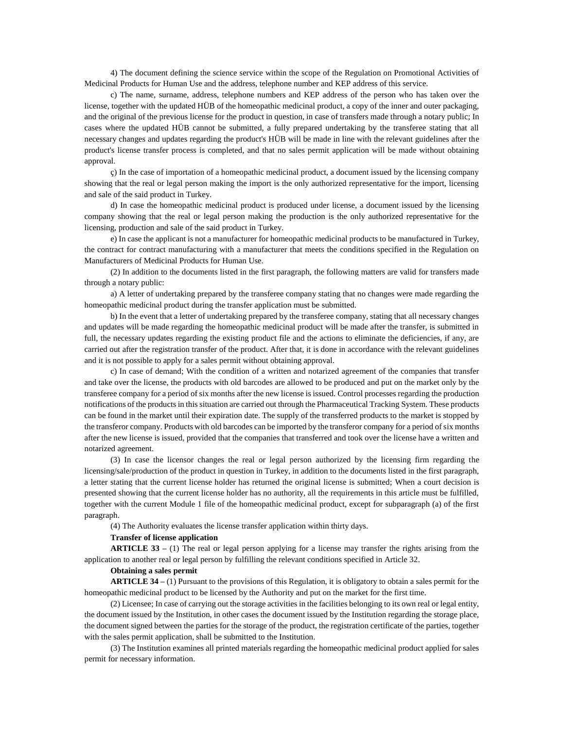4) The document defining the science service within the scope of the Regulation on Promotional Activities of Medicinal Products for Human Use and the address, telephone number and KEP address of this service.

c) The name, surname, address, telephone numbers and KEP address of the person who has taken over the license, together with the updated HÜB of the homeopathic medicinal product, a copy of the inner and outer packaging, and the original of the previous license for the product in question, in case of transfers made through a notary public; In cases where the updated HÜB cannot be submitted, a fully prepared undertaking by the transferee stating that all necessary changes and updates regarding the product's HÜB will be made in line with the relevant guidelines after the product's license transfer process is completed, and that no sales permit application will be made without obtaining approval.

ç) In the case of importation of a homeopathic medicinal product, a document issued by the licensing company showing that the real or legal person making the import is the only authorized representative for the import, licensing and sale of the said product in Turkey.

d) In case the homeopathic medicinal product is produced under license, a document issued by the licensing company showing that the real or legal person making the production is the only authorized representative for the licensing, production and sale of the said product in Turkey.

e) In case the applicant is not a manufacturer for homeopathic medicinal products to be manufactured in Turkey, the contract for contract manufacturing with a manufacturer that meets the conditions specified in the Regulation on Manufacturers of Medicinal Products for Human Use.

(2) In addition to the documents listed in the first paragraph, the following matters are valid for transfers made through a notary public:

a) A letter of undertaking prepared by the transferee company stating that no changes were made regarding the homeopathic medicinal product during the transfer application must be submitted.

b) In the event that a letter of undertaking prepared by the transferee company, stating that all necessary changes and updates will be made regarding the homeopathic medicinal product will be made after the transfer, is submitted in full, the necessary updates regarding the existing product file and the actions to eliminate the deficiencies, if any, are carried out after the registration transfer of the product. After that, it is done in accordance with the relevant guidelines and it is not possible to apply for a sales permit without obtaining approval.

c) In case of demand; With the condition of a written and notarized agreement of the companies that transfer and take over the license, the products with old barcodes are allowed to be produced and put on the market only by the transferee company for a period of six months after the new license is issued. Control processes regarding the production notifications of the products in this situation are carried out through the Pharmaceutical Tracking System. These products can be found in the market until their expiration date. The supply of the transferred products to the market is stopped by the transferor company. Products with old barcodes can be imported by the transferor company for a period of six months after the new license is issued, provided that the companies that transferred and took over the license have a written and notarized agreement.

(3) In case the licensor changes the real or legal person authorized by the licensing firm regarding the licensing/sale/production of the product in question in Turkey, in addition to the documents listed in the first paragraph, a letter stating that the current license holder has returned the original license is submitted; When a court decision is presented showing that the current license holder has no authority, all the requirements in this article must be fulfilled, together with the current Module 1 file of the homeopathic medicinal product, except for subparagraph (a) of the first paragraph.

(4) The Authority evaluates the license transfer application within thirty days.

**Transfer of license application**

**ARTICLE 33 –** (1) The real or legal person applying for a license may transfer the rights arising from the application to another real or legal person by fulfilling the relevant conditions specified in Article 32.

**Obtaining a sales permit**

**ARTICLE 34 –** (1) Pursuant to the provisions of this Regulation, it is obligatory to obtain a sales permit for the homeopathic medicinal product to be licensed by the Authority and put on the market for the first time.

(2) Licensee; In case of carrying out the storage activities in the facilities belonging to its own real or legal entity, the document issued by the Institution, in other cases the document issued by the Institution regarding the storage place, the document signed between the parties for the storage of the product, the registration certificate of the parties, together with the sales permit application, shall be submitted to the Institution.

(3) The Institution examines all printed materials regarding the homeopathic medicinal product applied for sales permit for necessary information.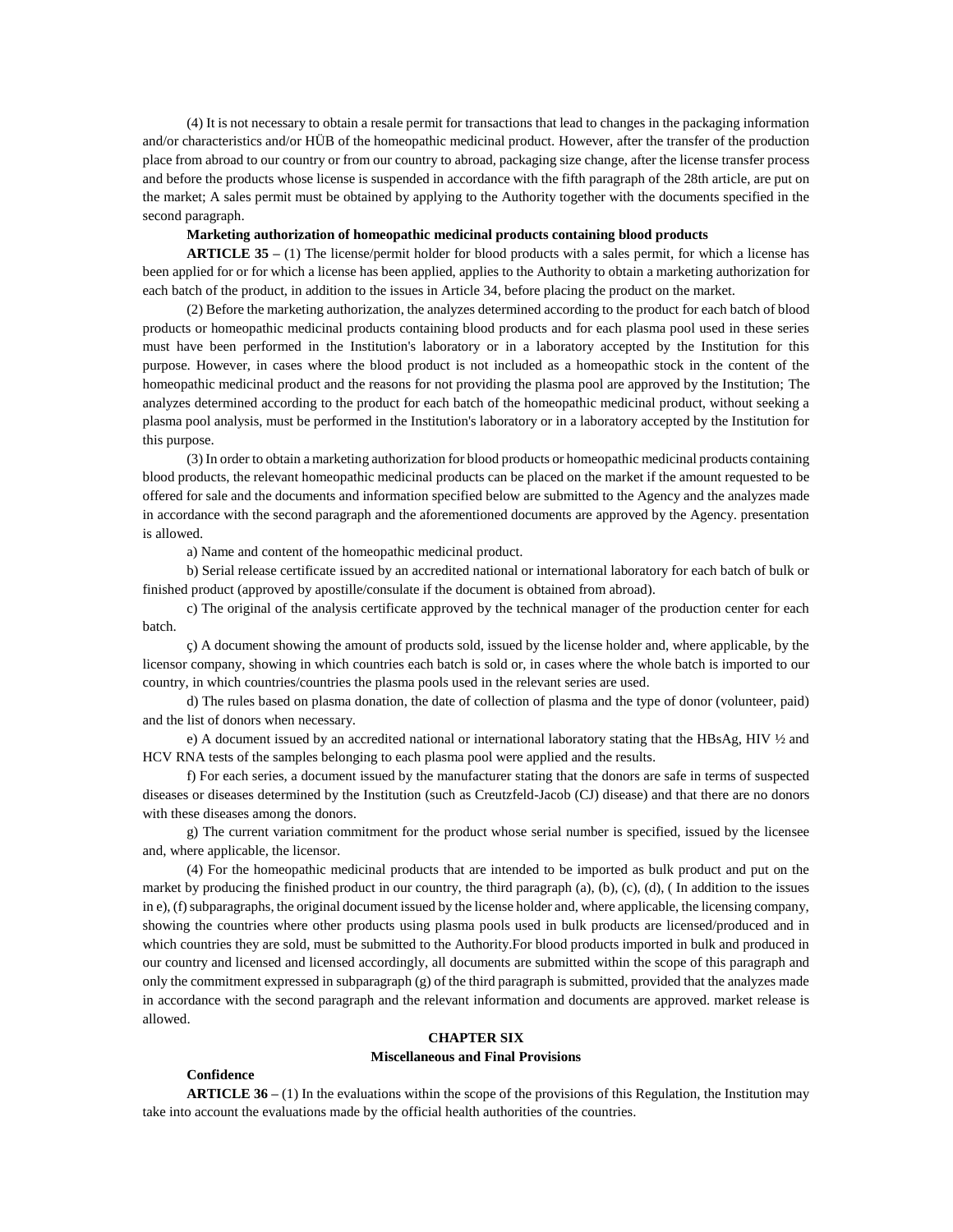(4) It is not necessary to obtain a resale permit for transactions that lead to changes in the packaging information and/or characteristics and/or HÜB of the homeopathic medicinal product. However, after the transfer of the production place from abroad to our country or from our country to abroad, packaging size change, after the license transfer process and before the products whose license is suspended in accordance with the fifth paragraph of the 28th article, are put on the market; A sales permit must be obtained by applying to the Authority together with the documents specified in the second paragraph.

**Marketing authorization of homeopathic medicinal products containing blood products**

**ARTICLE 35 –** (1) The license/permit holder for blood products with a sales permit, for which a license has been applied for or for which a license has been applied, applies to the Authority to obtain a marketing authorization for each batch of the product, in addition to the issues in Article 34, before placing the product on the market.

(2) Before the marketing authorization, the analyzes determined according to the product for each batch of blood products or homeopathic medicinal products containing blood products and for each plasma pool used in these series must have been performed in the Institution's laboratory or in a laboratory accepted by the Institution for this purpose. However, in cases where the blood product is not included as a homeopathic stock in the content of the homeopathic medicinal product and the reasons for not providing the plasma pool are approved by the Institution; The analyzes determined according to the product for each batch of the homeopathic medicinal product, without seeking a plasma pool analysis, must be performed in the Institution's laboratory or in a laboratory accepted by the Institution for this purpose.

(3) In order to obtain a marketing authorization for blood products or homeopathic medicinal products containing blood products, the relevant homeopathic medicinal products can be placed on the market if the amount requested to be offered for sale and the documents and information specified below are submitted to the Agency and the analyzes made in accordance with the second paragraph and the aforementioned documents are approved by the Agency. presentation is allowed.

a) Name and content of the homeopathic medicinal product.

b) Serial release certificate issued by an accredited national or international laboratory for each batch of bulk or finished product (approved by apostille/consulate if the document is obtained from abroad).

c) The original of the analysis certificate approved by the technical manager of the production center for each batch.

ç) A document showing the amount of products sold, issued by the license holder and, where applicable, by the licensor company, showing in which countries each batch is sold or, in cases where the whole batch is imported to our country, in which countries/countries the plasma pools used in the relevant series are used.

d) The rules based on plasma donation, the date of collection of plasma and the type of donor (volunteer, paid) and the list of donors when necessary.

e) A document issued by an accredited national or international laboratory stating that the HBsAg, HIV ½ and HCV RNA tests of the samples belonging to each plasma pool were applied and the results.

f) For each series, a document issued by the manufacturer stating that the donors are safe in terms of suspected diseases or diseases determined by the Institution (such as Creutzfeld-Jacob (CJ) disease) and that there are no donors with these diseases among the donors.

g) The current variation commitment for the product whose serial number is specified, issued by the licensee and, where applicable, the licensor.

(4) For the homeopathic medicinal products that are intended to be imported as bulk product and put on the market by producing the finished product in our country, the third paragraph (a), (b), (c), (d), ( In addition to the issues in e), (f) subparagraphs, the original document issued by the license holder and, where applicable, the licensing company, showing the countries where other products using plasma pools used in bulk products are licensed/produced and in which countries they are sold, must be submitted to the Authority.For blood products imported in bulk and produced in our country and licensed and licensed accordingly, all documents are submitted within the scope of this paragraph and only the commitment expressed in subparagraph (g) of the third paragraph is submitted, provided that the analyzes made in accordance with the second paragraph and the relevant information and documents are approved. market release is allowed.

## CHAPTER SIX
## Miscellaneous and Final Provisions

**Confidence**

**ARTICLE 36 –** (1) In the evaluations within the scope of the provisions of this Regulation, the Institution may take into account the evaluations made by the official health authorities of the countries.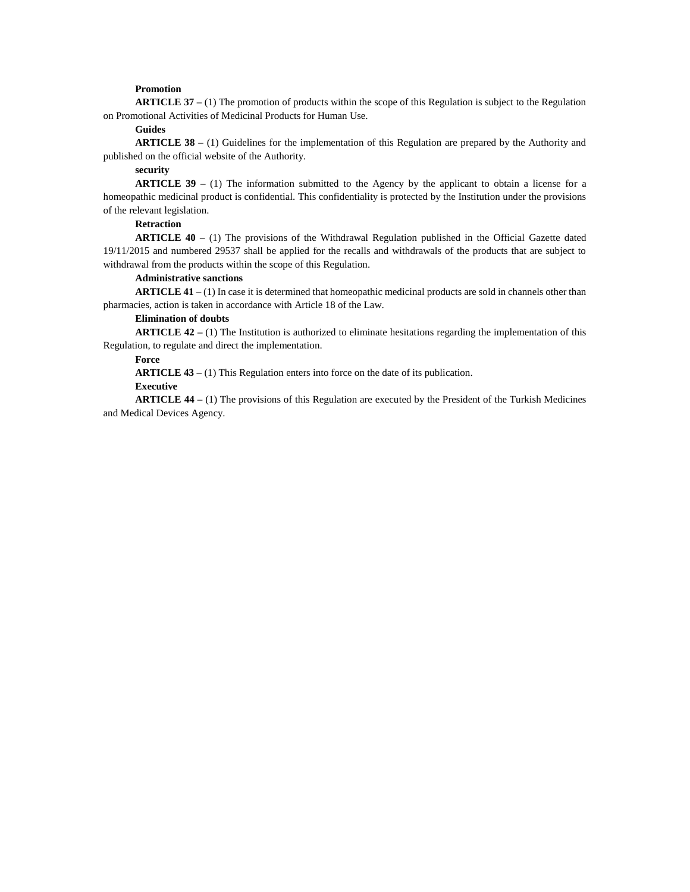**Promotion**

**ARTICLE 37 –** (1) The promotion of products within the scope of this Regulation is subject to the Regulation on Promotional Activities of Medicinal Products for Human Use.

**Guides**

**ARTICLE 38 –** (1) Guidelines for the implementation of this Regulation are prepared by the Authority and published on the official website of the Authority.

**security**

**ARTICLE 39 –** (1) The information submitted to the Agency by the applicant to obtain a license for a homeopathic medicinal product is confidential. This confidentiality is protected by the Institution under the provisions of the relevant legislation.

**Retraction**

**ARTICLE 40 –** (1) The provisions of the Withdrawal Regulation published in the Official Gazette dated 19/11/2015 and numbered 29537 shall be applied for the recalls and withdrawals of the products that are subject to withdrawal from the products within the scope of this Regulation.

**Administrative sanctions**

**ARTICLE 41 –** (1) In case it is determined that homeopathic medicinal products are sold in channels other than pharmacies, action is taken in accordance with Article 18 of the Law.

**Elimination of doubts**

**ARTICLE 42 –** (1) The Institution is authorized to eliminate hesitations regarding the implementation of this Regulation, to regulate and direct the implementation.

**Force**

**ARTICLE 43 –** (1) This Regulation enters into force on the date of its publication.

**Executive**

**ARTICLE 44 –** (1) The provisions of this Regulation are executed by the President of the Turkish Medicines and Medical Devices Agency.